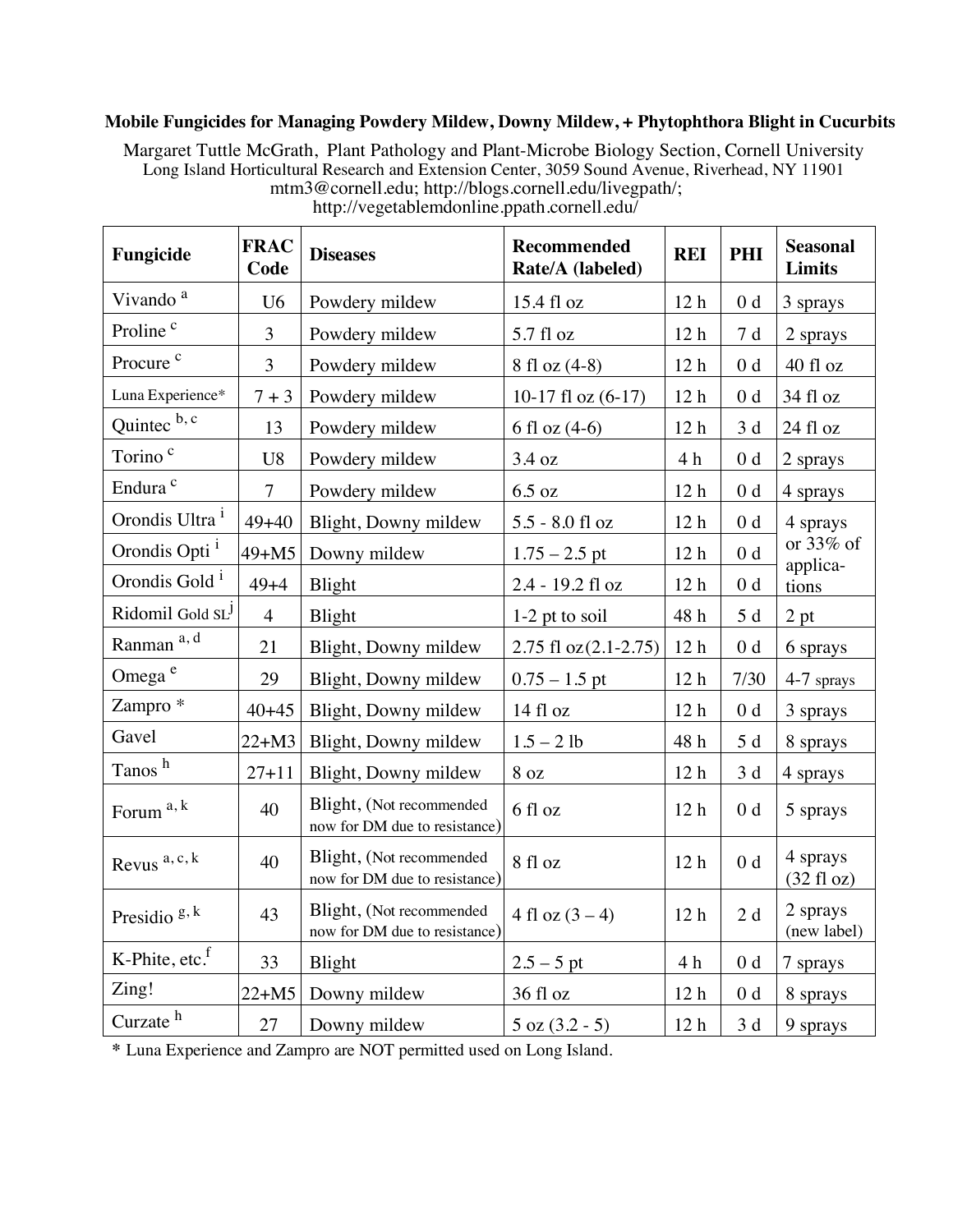**Mobile Fungicides for Managing Powdery Mildew, Downy Mildew, + Phytophthora Blight in Cucurbits**

Margaret Tuttle McGrath, Plant Pathology and Plant-Microbe Biology Section, Cornell University
Long Island Horticultural Research and Extension Center, 3059 Sound Avenue, Riverhead, NY 11901
mtm3@cornell.edu; http://blogs.cornell.edu/livegpath/;
http://vegetablemdonline.ppath.cornell.edu/

| Fungicide | FRAC Code | Diseases | Recommended Rate/A (labeled) | REI | PHI | Seasonal Limits |
|---|---|---|---|---|---|---|
| Vivando [a] | U6 | Powdery mildew | 15.4 fl oz | 12 h | 0 d | 3 sprays |
| Proline [c] | 3 | Powdery mildew | 5.7 fl oz | 12 h | 7 d | 2 sprays |
| Procure [c] | 3 | Powdery mildew | 8 fl oz (4-8) | 12 h | 0 d | 40 fl oz |
| Luna Experience* | 7 + 3 | Powdery mildew | 10-17 fl oz (6-17) | 12 h | 0 d | 34 fl oz |
| Quintec [b, c] | 13 | Powdery mildew | 6 fl oz (4-6) | 12 h | 3 d | 24 fl oz |
| Torino [c] | U8 | Powdery mildew | 3.4 oz | 4 h | 0 d | 2 sprays |
| Endura [c] | 7 | Powdery mildew | 6.5 oz | 12 h | 0 d | 4 sprays |
| Orondis Ultra [i] | 49+40 | Blight, Downy mildew | 5.5 - 8.0 fl oz | 12 h | 0 d | 4 sprays or 33% of applica-tions |
| Orondis Opti [i] | 49+M5 | Downy mildew | 1.75 – 2.5 pt | 12 h | 0 d | |
| Orondis Gold [i] | 49+4 | Blight | 2.4 - 19.2 fl oz | 12 h | 0 d | |
| Ridomil Gold SL [j] | 4 | Blight | 1-2 pt to soil | 48 h | 5 d | 2 pt |
| Ranman [a, d] | 21 | Blight, Downy mildew | 2.75 fl oz (2.1-2.75) | 12 h | 0 d | 6 sprays |
| Omega [e] | 29 | Blight, Downy mildew | 0.75 – 1.5 pt | 12 h | 7/30 | 4-7 sprays |
| Zampro * | 40+45 | Blight, Downy mildew | 14 fl oz | 12 h | 0 d | 3 sprays |
| Gavel | 22+M3 | Blight, Downy mildew | 1.5 – 2 lb | 48 h | 5 d | 8 sprays |
| Tanos [h] | 27+11 | Blight, Downy mildew | 8 oz | 12 h | 3 d | 4 sprays |
| Forum [a, k] | 40 | Blight, (Not recommended now for DM due to resistance) | 6 fl oz | 12 h | 0 d | 5 sprays |
| Revus [a, c, k] | 40 | Blight, (Not recommended now for DM due to resistance) | 8 fl oz | 12 h | 0 d | 4 sprays (32 fl oz) |
| Presidio [g, k] | 43 | Blight, (Not recommended now for DM due to resistance) | 4 fl oz (3 – 4) | 12 h | 2 d | 2 sprays (new label) |
| K-Phite, etc.[f] | 33 | Blight | 2.5 – 5 pt | 4 h | 0 d | 7 sprays |
| Zing! | 22+M5 | Downy mildew | 36 fl oz | 12 h | 0 d | 8 sprays |
| Curzate [h] | 27 | Downy mildew | 5 oz (3.2 - 5) | 12 h | 3 d | 9 sprays |

* Luna Experience and Zampro are NOT permitted used on Long Island.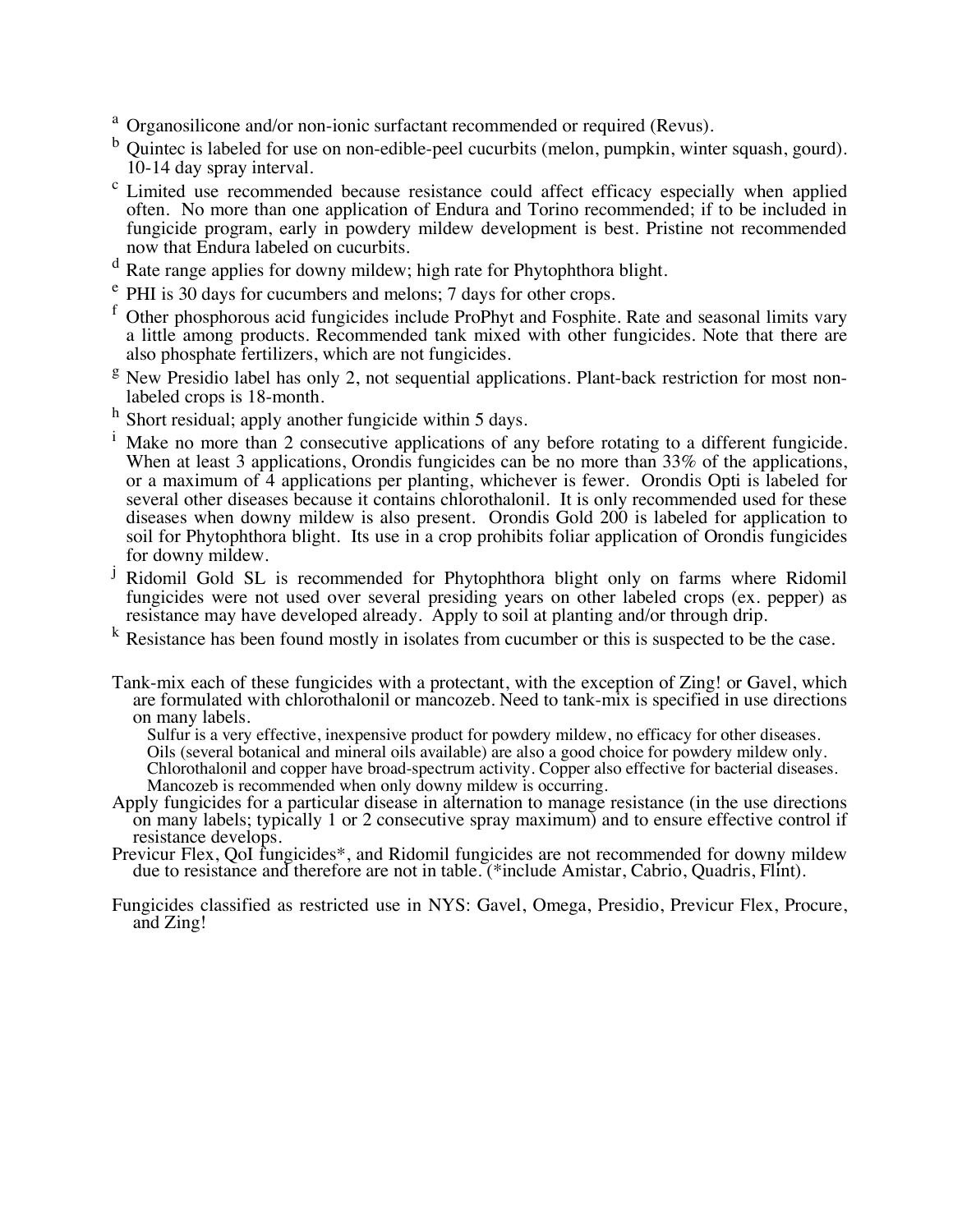[a] Organosilicone and/or non-ionic surfactant recommended or required (Revus).

[b] Quintec is labeled for use on non-edible-peel cucurbits (melon, pumpkin, winter squash, gourd). 10-14 day spray interval.

[c] Limited use recommended because resistance could affect efficacy especially when applied often. No more than one application of Endura and Torino recommended; if to be included in fungicide program, early in powdery mildew development is best. Pristine not recommended now that Endura labeled on cucurbits.

[d] Rate range applies for downy mildew; high rate for Phytophthora blight.

[e] PHI is 30 days for cucumbers and melons; 7 days for other crops.

[f] Other phosphorous acid fungicides include ProPhyt and Fosphite. Rate and seasonal limits vary a little among products. Recommended tank mixed with other fungicides. Note that there are also phosphate fertilizers, which are not fungicides.

[g] New Presidio label has only 2, not sequential applications. Plant-back restriction for most non-labeled crops is 18-month.

[h] Short residual; apply another fungicide within 5 days.

[i] Make no more than 2 consecutive applications of any before rotating to a different fungicide. When at least 3 applications, Orondis fungicides can be no more than 33% of the applications, or a maximum of 4 applications per planting, whichever is fewer. Orondis Opti is labeled for several other diseases because it contains chlorothalonil. It is only recommended used for these diseases when downy mildew is also present. Orondis Gold 200 is labeled for application to soil for Phytophthora blight. Its use in a crop prohibits foliar application of Orondis fungicides for downy mildew.

[j] Ridomil Gold SL is recommended for Phytophthora blight only on farms where Ridomil fungicides were not used over several presiding years on other labeled crops (ex. pepper) as resistance may have developed already. Apply to soil at planting and/or through drip.

[k] Resistance has been found mostly in isolates from cucumber or this is suspected to be the case.

Tank-mix each of these fungicides with a protectant, with the exception of Zing! or Gavel, which are formulated with chlorothalonil or mancozeb. Need to tank-mix is specified in use directions on many labels.

Sulfur is a very effective, inexpensive product for powdery mildew, no efficacy for other diseases.
Oils (several botanical and mineral oils available) are also a good choice for powdery mildew only.
Chlorothalonil and copper have broad-spectrum activity. Copper also effective for bacterial diseases.
Mancozeb is recommended when only downy mildew is occurring.

Apply fungicides for a particular disease in alternation to manage resistance (in the use directions on many labels; typically 1 or 2 consecutive spray maximum) and to ensure effective control if resistance develops.

Previcur Flex, QoI fungicides*, and Ridomil fungicides are not recommended for downy mildew due to resistance and therefore are not in table. (*include Amistar, Cabrio, Quadris, Flint).

Fungicides classified as restricted use in NYS: Gavel, Omega, Presidio, Previcur Flex, Procure, and Zing!